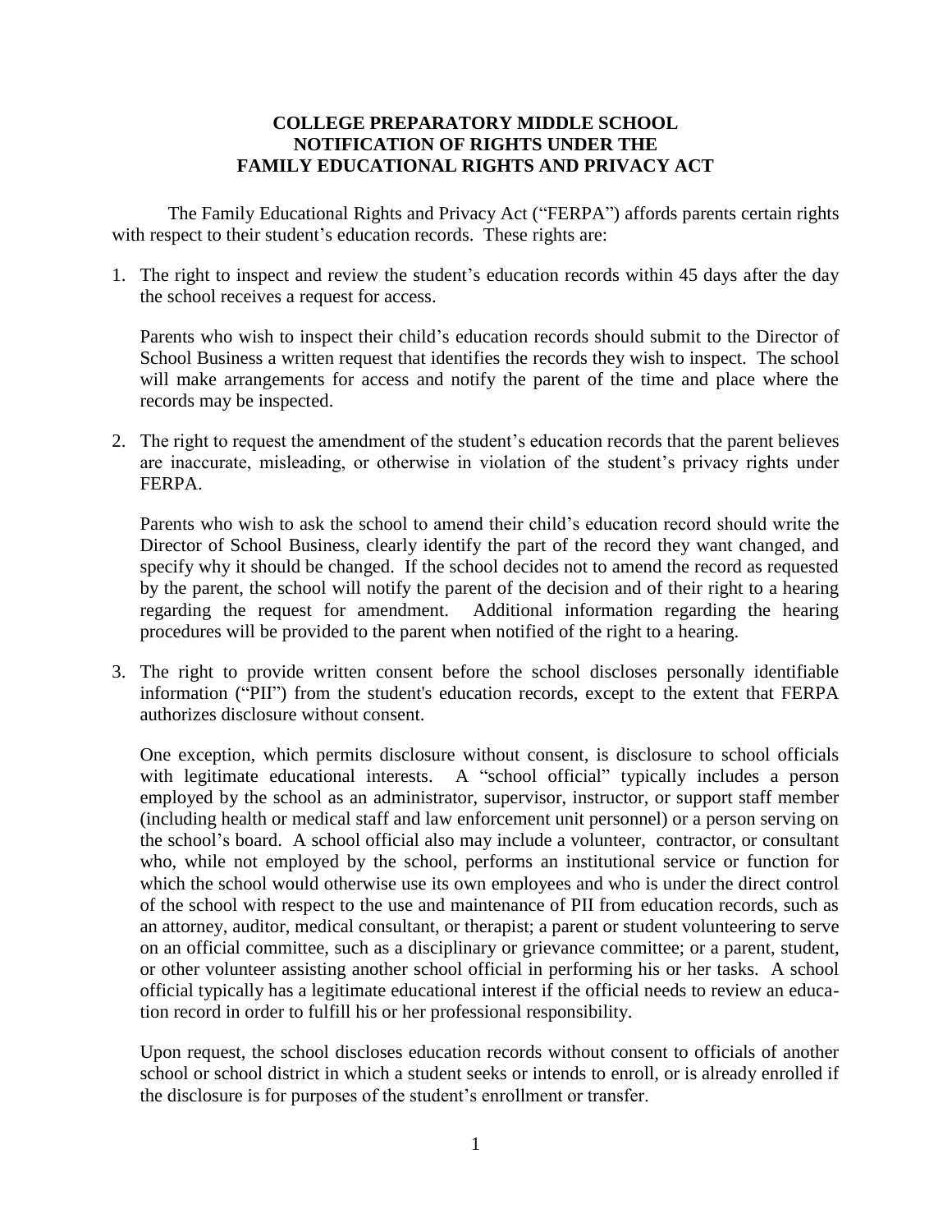**COLLEGE PREPARATORY MIDDLE SCHOOL**
**NOTIFICATION OF RIGHTS UNDER THE**
**FAMILY EDUCATIONAL RIGHTS AND PRIVACY ACT**

The Family Educational Rights and Privacy Act ("FERPA") affords parents certain rights with respect to their student's education records. These rights are:

1. The right to inspect and review the student's education records within 45 days after the day the school receives a request for access.

   Parents who wish to inspect their child's education records should submit to the Director of School Business a written request that identifies the records they wish to inspect. The school will make arrangements for access and notify the parent of the time and place where the records may be inspected.

2. The right to request the amendment of the student's education records that the parent believes are inaccurate, misleading, or otherwise in violation of the student's privacy rights under FERPA.

   Parents who wish to ask the school to amend their child's education record should write the Director of School Business, clearly identify the part of the record they want changed, and specify why it should be changed. If the school decides not to amend the record as requested by the parent, the school will notify the parent of the decision and of their right to a hearing regarding the request for amendment. Additional information regarding the hearing procedures will be provided to the parent when notified of the right to a hearing.

3. The right to provide written consent before the school discloses personally identifiable information ("PII") from the student's education records, except to the extent that FERPA authorizes disclosure without consent.

   One exception, which permits disclosure without consent, is disclosure to school officials with legitimate educational interests. A "school official" typically includes a person employed by the school as an administrator, supervisor, instructor, or support staff member (including health or medical staff and law enforcement unit personnel) or a person serving on the school's board. A school official also may include a volunteer, contractor, or consultant who, while not employed by the school, performs an institutional service or function for which the school would otherwise use its own employees and who is under the direct control of the school with respect to the use and maintenance of PII from education records, such as an attorney, auditor, medical consultant, or therapist; a parent or student volunteering to serve on an official committee, such as a disciplinary or grievance committee; or a parent, student, or other volunteer assisting another school official in performing his or her tasks. A school official typically has a legitimate educational interest if the official needs to review an education record in order to fulfill his or her professional responsibility.

   Upon request, the school discloses education records without consent to officials of another school or school district in which a student seeks or intends to enroll, or is already enrolled if the disclosure is for purposes of the student's enrollment or transfer.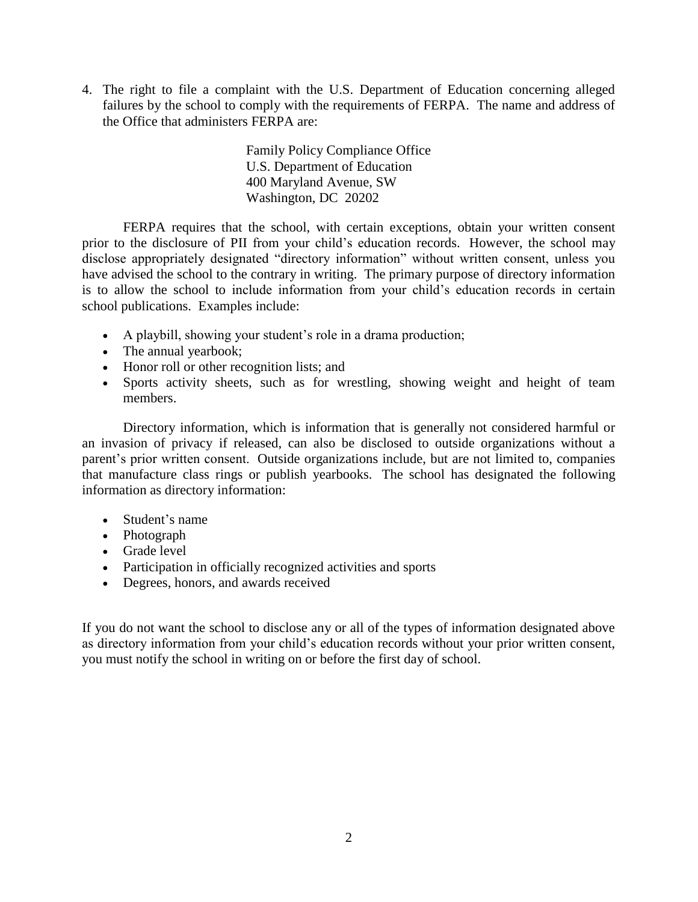4. The right to file a complaint with the U.S. Department of Education concerning alleged failures by the school to comply with the requirements of FERPA. The name and address of the Office that administers FERPA are:

   Family Policy Compliance Office
   U.S. Department of Education
   400 Maryland Avenue, SW
   Washington, DC 20202

FERPA requires that the school, with certain exceptions, obtain your written consent prior to the disclosure of PII from your child's education records. However, the school may disclose appropriately designated "directory information" without written consent, unless you have advised the school to the contrary in writing. The primary purpose of directory information is to allow the school to include information from your child's education records in certain school publications. Examples include:

- A playbill, showing your student's role in a drama production;
- The annual yearbook;
- Honor roll or other recognition lists; and
- Sports activity sheets, such as for wrestling, showing weight and height of team members.

Directory information, which is information that is generally not considered harmful or an invasion of privacy if released, can also be disclosed to outside organizations without a parent's prior written consent. Outside organizations include, but are not limited to, companies that manufacture class rings or publish yearbooks. The school has designated the following information as directory information:

- Student's name
- Photograph
- Grade level
- Participation in officially recognized activities and sports
- Degrees, honors, and awards received

If you do not want the school to disclose any or all of the types of information designated above as directory information from your child's education records without your prior written consent, you must notify the school in writing on or before the first day of school.